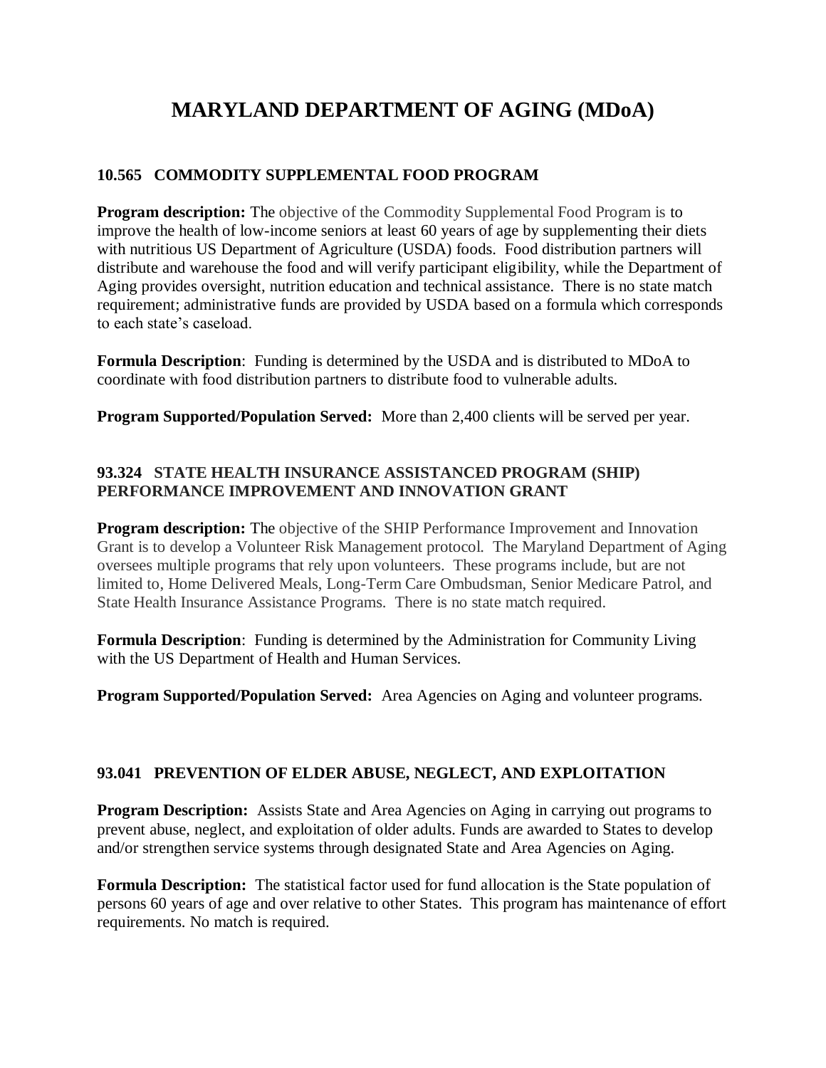# MARYLAND DEPARTMENT OF AGING (MDoA)

### 10.565 COMMODITY SUPPLEMENTAL FOOD PROGRAM

**Program description:** The objective of the Commodity Supplemental Food Program is to improve the health of low-income seniors at least 60 years of age by supplementing their diets with nutritious US Department of Agriculture (USDA) foods. Food distribution partners will distribute and warehouse the food and will verify participant eligibility, while the Department of Aging provides oversight, nutrition education and technical assistance. There is no state match requirement; administrative funds are provided by USDA based on a formula which corresponds to each state's caseload.

**Formula Description**: Funding is determined by the USDA and is distributed to MDoA to coordinate with food distribution partners to distribute food to vulnerable adults.

**Program Supported/Population Served:** More than 2,400 clients will be served per year.

### 93.324 STATE HEALTH INSURANCE ASSISTANCED PROGRAM (SHIP) PERFORMANCE IMPROVEMENT AND INNOVATION GRANT

**Program description:** The objective of the SHIP Performance Improvement and Innovation Grant is to develop a Volunteer Risk Management protocol. The Maryland Department of Aging oversees multiple programs that rely upon volunteers. These programs include, but are not limited to, Home Delivered Meals, Long-Term Care Ombudsman, Senior Medicare Patrol, and State Health Insurance Assistance Programs. There is no state match required.

**Formula Description**: Funding is determined by the Administration for Community Living with the US Department of Health and Human Services.

**Program Supported/Population Served:** Area Agencies on Aging and volunteer programs.

### 93.041 PREVENTION OF ELDER ABUSE, NEGLECT, AND EXPLOITATION

**Program Description:** Assists State and Area Agencies on Aging in carrying out programs to prevent abuse, neglect, and exploitation of older adults. Funds are awarded to States to develop and/or strengthen service systems through designated State and Area Agencies on Aging.

**Formula Description:** The statistical factor used for fund allocation is the State population of persons 60 years of age and over relative to other States. This program has maintenance of effort requirements. No match is required.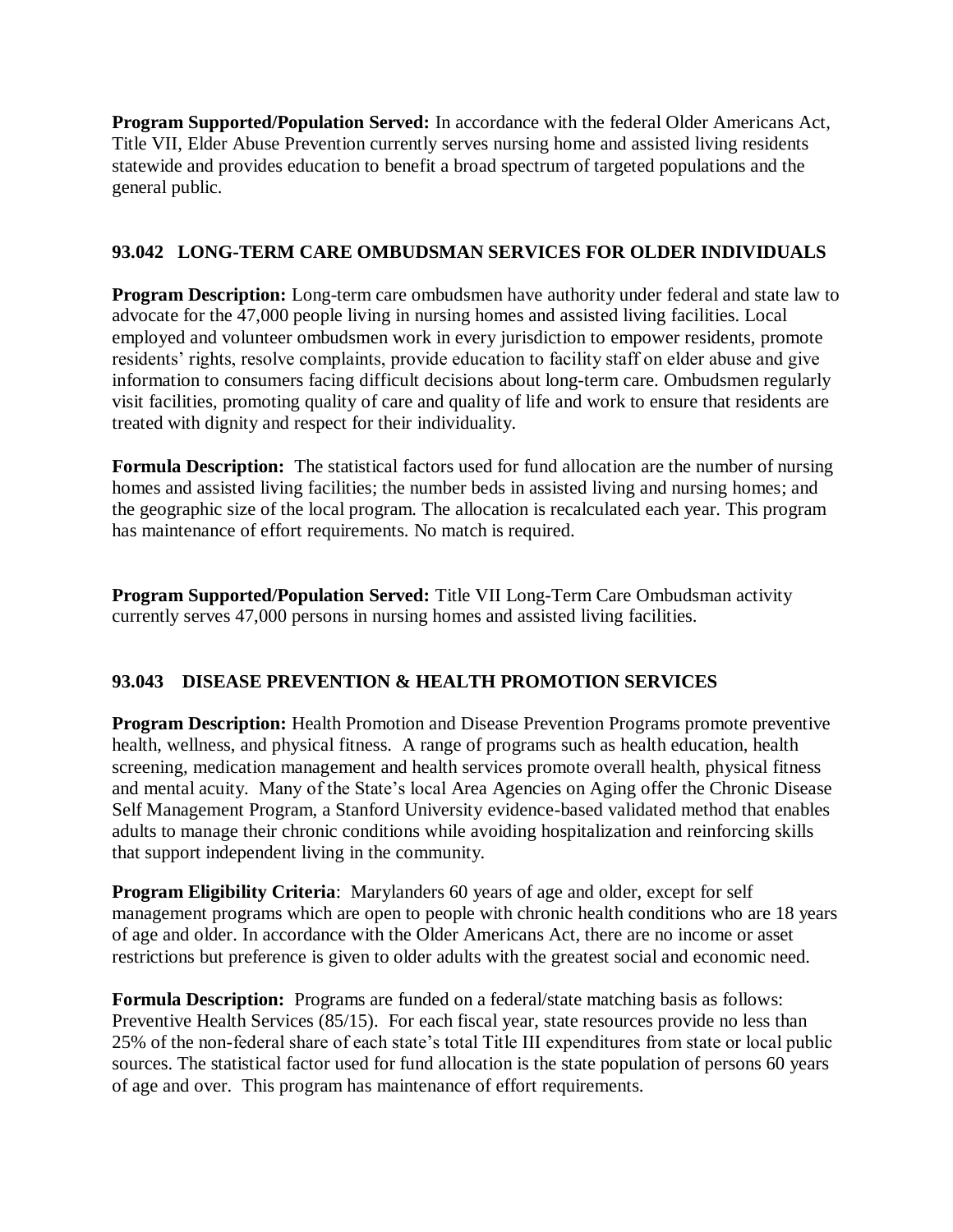**Program Supported/Population Served:** In accordance with the federal Older Americans Act, Title VII, Elder Abuse Prevention currently serves nursing home and assisted living residents statewide and provides education to benefit a broad spectrum of targeted populations and the general public.

### 93.042 LONG-TERM CARE OMBUDSMAN SERVICES FOR OLDER INDIVIDUALS

**Program Description:** Long-term care ombudsmen have authority under federal and state law to advocate for the 47,000 people living in nursing homes and assisted living facilities. Local employed and volunteer ombudsmen work in every jurisdiction to empower residents, promote residents' rights, resolve complaints, provide education to facility staff on elder abuse and give information to consumers facing difficult decisions about long-term care. Ombudsmen regularly visit facilities, promoting quality of care and quality of life and work to ensure that residents are treated with dignity and respect for their individuality.

**Formula Description:** The statistical factors used for fund allocation are the number of nursing homes and assisted living facilities; the number beds in assisted living and nursing homes; and the geographic size of the local program. The allocation is recalculated each year. This program has maintenance of effort requirements. No match is required.

**Program Supported/Population Served:** Title VII Long-Term Care Ombudsman activity currently serves 47,000 persons in nursing homes and assisted living facilities.

### 93.043 DISEASE PREVENTION & HEALTH PROMOTION SERVICES

**Program Description:** Health Promotion and Disease Prevention Programs promote preventive health, wellness, and physical fitness. A range of programs such as health education, health screening, medication management and health services promote overall health, physical fitness and mental acuity. Many of the State's local Area Agencies on Aging offer the Chronic Disease Self Management Program, a Stanford University evidence-based validated method that enables adults to manage their chronic conditions while avoiding hospitalization and reinforcing skills that support independent living in the community.

**Program Eligibility Criteria**: Marylanders 60 years of age and older, except for self management programs which are open to people with chronic health conditions who are 18 years of age and older. In accordance with the Older Americans Act, there are no income or asset restrictions but preference is given to older adults with the greatest social and economic need.

**Formula Description:** Programs are funded on a federal/state matching basis as follows: Preventive Health Services (85/15). For each fiscal year, state resources provide no less than 25% of the non-federal share of each state's total Title III expenditures from state or local public sources. The statistical factor used for fund allocation is the state population of persons 60 years of age and over. This program has maintenance of effort requirements.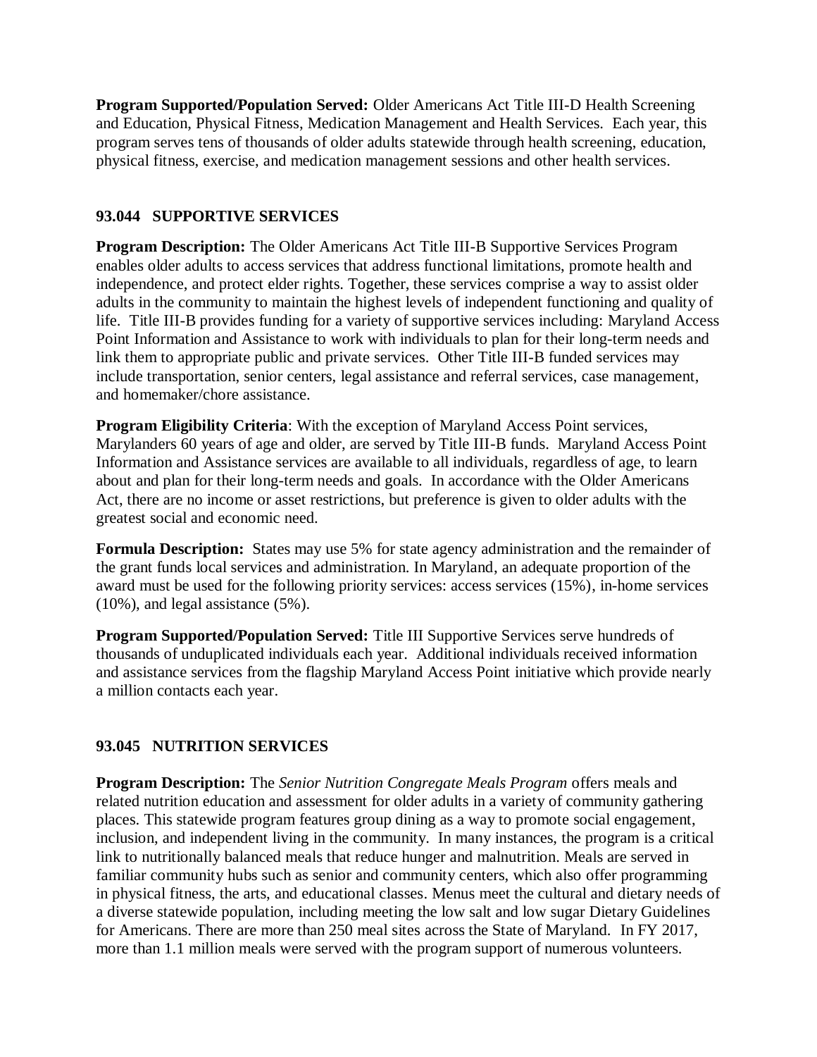**Program Supported/Population Served:** Older Americans Act Title III-D Health Screening and Education, Physical Fitness, Medication Management and Health Services. Each year, this program serves tens of thousands of older adults statewide through health screening, education, physical fitness, exercise, and medication management sessions and other health services.

### 93.044 SUPPORTIVE SERVICES

**Program Description:** The Older Americans Act Title III-B Supportive Services Program enables older adults to access services that address functional limitations, promote health and independence, and protect elder rights. Together, these services comprise a way to assist older adults in the community to maintain the highest levels of independent functioning and quality of life. Title III-B provides funding for a variety of supportive services including: Maryland Access Point Information and Assistance to work with individuals to plan for their long-term needs and link them to appropriate public and private services. Other Title III-B funded services may include transportation, senior centers, legal assistance and referral services, case management, and homemaker/chore assistance.

**Program Eligibility Criteria**: With the exception of Maryland Access Point services, Marylanders 60 years of age and older, are served by Title III-B funds. Maryland Access Point Information and Assistance services are available to all individuals, regardless of age, to learn about and plan for their long-term needs and goals. In accordance with the Older Americans Act, there are no income or asset restrictions, but preference is given to older adults with the greatest social and economic need.

**Formula Description:** States may use 5% for state agency administration and the remainder of the grant funds local services and administration. In Maryland, an adequate proportion of the award must be used for the following priority services: access services (15%), in-home services (10%), and legal assistance (5%).

**Program Supported/Population Served:** Title III Supportive Services serve hundreds of thousands of unduplicated individuals each year. Additional individuals received information and assistance services from the flagship Maryland Access Point initiative which provide nearly a million contacts each year.

### 93.045 NUTRITION SERVICES

**Program Description:** The *Senior Nutrition Congregate Meals Program* offers meals and related nutrition education and assessment for older adults in a variety of community gathering places. This statewide program features group dining as a way to promote social engagement, inclusion, and independent living in the community. In many instances, the program is a critical link to nutritionally balanced meals that reduce hunger and malnutrition. Meals are served in familiar community hubs such as senior and community centers, which also offer programming in physical fitness, the arts, and educational classes. Menus meet the cultural and dietary needs of a diverse statewide population, including meeting the low salt and low sugar Dietary Guidelines for Americans. There are more than 250 meal sites across the State of Maryland. In FY 2017, more than 1.1 million meals were served with the program support of numerous volunteers.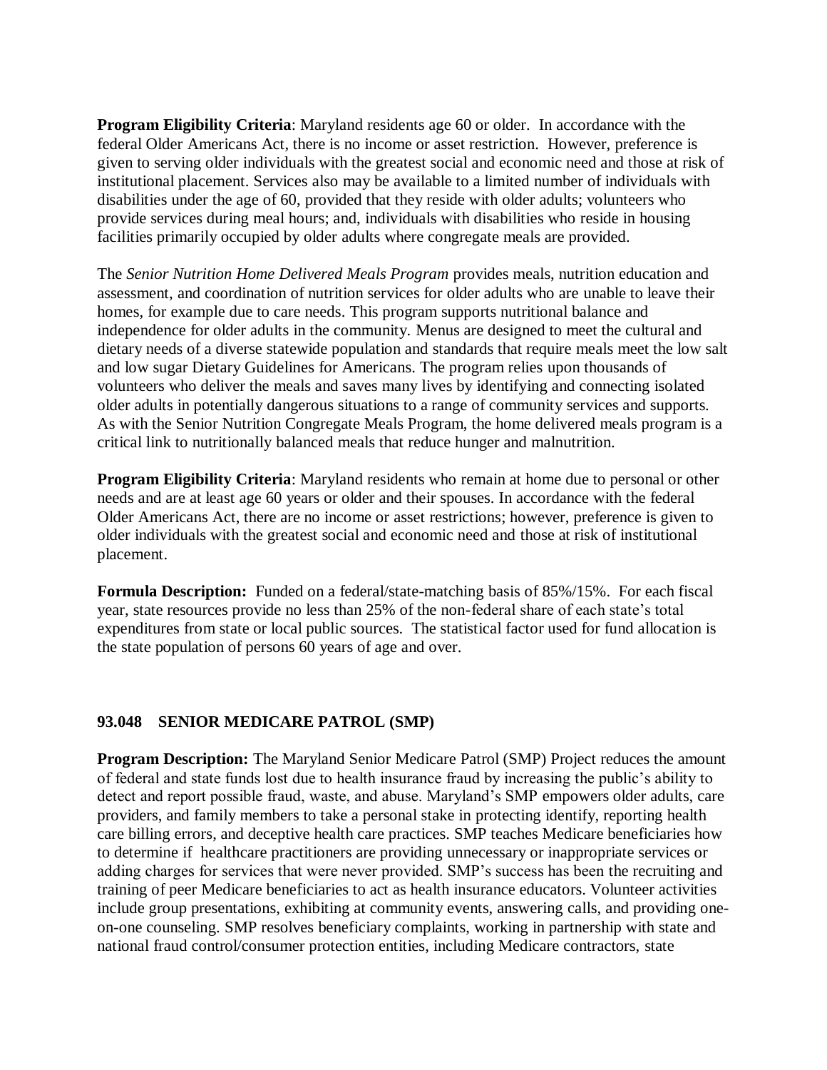**Program Eligibility Criteria**: Maryland residents age 60 or older. In accordance with the federal Older Americans Act, there is no income or asset restriction. However, preference is given to serving older individuals with the greatest social and economic need and those at risk of institutional placement. Services also may be available to a limited number of individuals with disabilities under the age of 60, provided that they reside with older adults; volunteers who provide services during meal hours; and, individuals with disabilities who reside in housing facilities primarily occupied by older adults where congregate meals are provided.

The *Senior Nutrition Home Delivered Meals Program* provides meals, nutrition education and assessment, and coordination of nutrition services for older adults who are unable to leave their homes, for example due to care needs. This program supports nutritional balance and independence for older adults in the community. Menus are designed to meet the cultural and dietary needs of a diverse statewide population and standards that require meals meet the low salt and low sugar Dietary Guidelines for Americans. The program relies upon thousands of volunteers who deliver the meals and saves many lives by identifying and connecting isolated older adults in potentially dangerous situations to a range of community services and supports. As with the Senior Nutrition Congregate Meals Program, the home delivered meals program is a critical link to nutritionally balanced meals that reduce hunger and malnutrition.

**Program Eligibility Criteria**: Maryland residents who remain at home due to personal or other needs and are at least age 60 years or older and their spouses. In accordance with the federal Older Americans Act, there are no income or asset restrictions; however, preference is given to older individuals with the greatest social and economic need and those at risk of institutional placement.

**Formula Description:** Funded on a federal/state-matching basis of 85%/15%. For each fiscal year, state resources provide no less than 25% of the non-federal share of each state's total expenditures from state or local public sources. The statistical factor used for fund allocation is the state population of persons 60 years of age and over.

### 93.048 SENIOR MEDICARE PATROL (SMP)

**Program Description:** The Maryland Senior Medicare Patrol (SMP) Project reduces the amount of federal and state funds lost due to health insurance fraud by increasing the public's ability to detect and report possible fraud, waste, and abuse. Maryland's SMP empowers older adults, care providers, and family members to take a personal stake in protecting identify, reporting health care billing errors, and deceptive health care practices. SMP teaches Medicare beneficiaries how to determine if healthcare practitioners are providing unnecessary or inappropriate services or adding charges for services that were never provided. SMP's success has been the recruiting and training of peer Medicare beneficiaries to act as health insurance educators. Volunteer activities include group presentations, exhibiting at community events, answering calls, and providing one-on-one counseling. SMP resolves beneficiary complaints, working in partnership with state and national fraud control/consumer protection entities, including Medicare contractors, state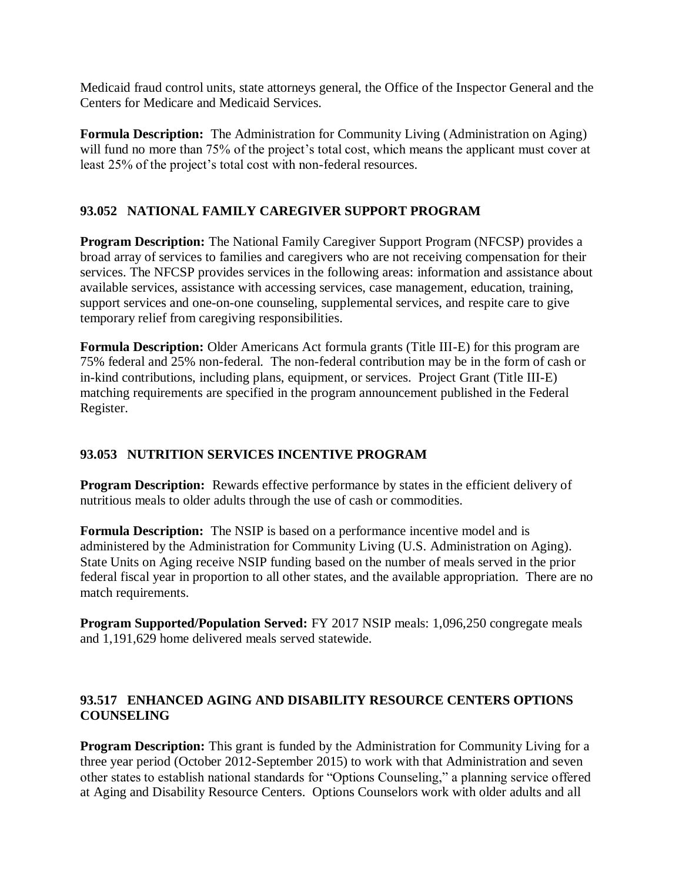Medicaid fraud control units, state attorneys general, the Office of the Inspector General and the Centers for Medicare and Medicaid Services.

**Formula Description:** The Administration for Community Living (Administration on Aging) will fund no more than 75% of the project's total cost, which means the applicant must cover at least 25% of the project's total cost with non-federal resources.

### 93.052 NATIONAL FAMILY CAREGIVER SUPPORT PROGRAM

**Program Description:** The National Family Caregiver Support Program (NFCSP) provides a broad array of services to families and caregivers who are not receiving compensation for their services. The NFCSP provides services in the following areas: information and assistance about available services, assistance with accessing services, case management, education, training, support services and one-on-one counseling, supplemental services, and respite care to give temporary relief from caregiving responsibilities.

**Formula Description:** Older Americans Act formula grants (Title III-E) for this program are 75% federal and 25% non-federal. The non-federal contribution may be in the form of cash or in-kind contributions, including plans, equipment, or services. Project Grant (Title III-E) matching requirements are specified in the program announcement published in the Federal Register.

### 93.053 NUTRITION SERVICES INCENTIVE PROGRAM

**Program Description:** Rewards effective performance by states in the efficient delivery of nutritious meals to older adults through the use of cash or commodities.

**Formula Description:** The NSIP is based on a performance incentive model and is administered by the Administration for Community Living (U.S. Administration on Aging). State Units on Aging receive NSIP funding based on the number of meals served in the prior federal fiscal year in proportion to all other states, and the available appropriation. There are no match requirements.

**Program Supported/Population Served:** FY 2017 NSIP meals: 1,096,250 congregate meals and 1,191,629 home delivered meals served statewide.

### 93.517 ENHANCED AGING AND DISABILITY RESOURCE CENTERS OPTIONS COUNSELING

**Program Description:** This grant is funded by the Administration for Community Living for a three year period (October 2012-September 2015) to work with that Administration and seven other states to establish national standards for "Options Counseling," a planning service offered at Aging and Disability Resource Centers. Options Counselors work with older adults and all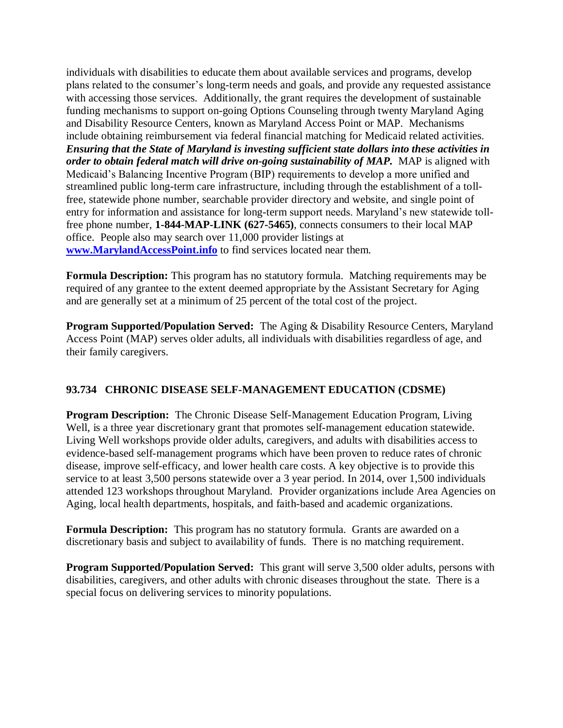individuals with disabilities to educate them about available services and programs, develop plans related to the consumer's long-term needs and goals, and provide any requested assistance with accessing those services. Additionally, the grant requires the development of sustainable funding mechanisms to support on-going Options Counseling through twenty Maryland Aging and Disability Resource Centers, known as Maryland Access Point or MAP. Mechanisms include obtaining reimbursement via federal financial matching for Medicaid related activities. ***Ensuring that the State of Maryland is investing sufficient state dollars into these activities in order to obtain federal match will drive on-going sustainability of MAP.*** MAP is aligned with Medicaid's Balancing Incentive Program (BIP) requirements to develop a more unified and streamlined public long-term care infrastructure, including through the establishment of a toll-free, statewide phone number, searchable provider directory and website, and single point of entry for information and assistance for long-term support needs. Maryland's new statewide toll-free phone number, **1-844-MAP-LINK (627-5465)**, connects consumers to their local MAP office. People also may search over 11,000 provider listings at **[www.MarylandAccessPoint.info](http://www.MarylandAccessPoint.info)** to find services located near them.

**Formula Description:** This program has no statutory formula. Matching requirements may be required of any grantee to the extent deemed appropriate by the Assistant Secretary for Aging and are generally set at a minimum of 25 percent of the total cost of the project.

**Program Supported/Population Served:** The Aging & Disability Resource Centers, Maryland Access Point (MAP) serves older adults, all individuals with disabilities regardless of age, and their family caregivers.

### 93.734 CHRONIC DISEASE SELF-MANAGEMENT EDUCATION (CDSME)

**Program Description:** The Chronic Disease Self-Management Education Program, Living Well, is a three year discretionary grant that promotes self-management education statewide. Living Well workshops provide older adults, caregivers, and adults with disabilities access to evidence-based self-management programs which have been proven to reduce rates of chronic disease, improve self-efficacy, and lower health care costs. A key objective is to provide this service to at least 3,500 persons statewide over a 3 year period. In 2014, over 1,500 individuals attended 123 workshops throughout Maryland. Provider organizations include Area Agencies on Aging, local health departments, hospitals, and faith-based and academic organizations.

**Formula Description:** This program has no statutory formula. Grants are awarded on a discretionary basis and subject to availability of funds. There is no matching requirement.

**Program Supported/Population Served:** This grant will serve 3,500 older adults, persons with disabilities, caregivers, and other adults with chronic diseases throughout the state. There is a special focus on delivering services to minority populations.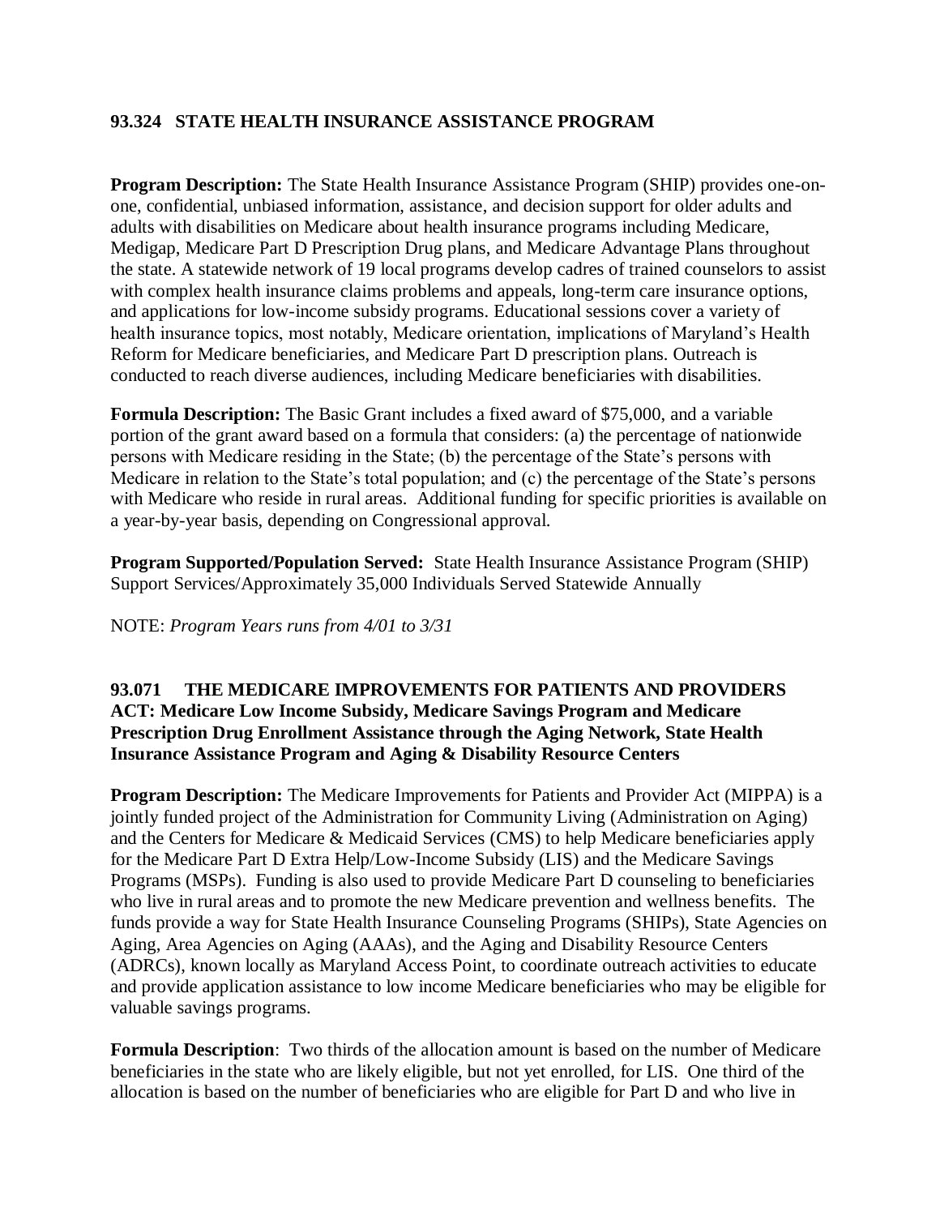## 93.324 STATE HEALTH INSURANCE ASSISTANCE PROGRAM

**Program Description:** The State Health Insurance Assistance Program (SHIP) provides one-on-one, confidential, unbiased information, assistance, and decision support for older adults and adults with disabilities on Medicare about health insurance programs including Medicare, Medigap, Medicare Part D Prescription Drug plans, and Medicare Advantage Plans throughout the state. A statewide network of 19 local programs develop cadres of trained counselors to assist with complex health insurance claims problems and appeals, long-term care insurance options, and applications for low-income subsidy programs. Educational sessions cover a variety of health insurance topics, most notably, Medicare orientation, implications of Maryland's Health Reform for Medicare beneficiaries, and Medicare Part D prescription plans. Outreach is conducted to reach diverse audiences, including Medicare beneficiaries with disabilities.

**Formula Description:** The Basic Grant includes a fixed award of $75,000, and a variable portion of the grant award based on a formula that considers: (a) the percentage of nationwide persons with Medicare residing in the State; (b) the percentage of the State's persons with Medicare in relation to the State's total population; and (c) the percentage of the State's persons with Medicare who reside in rural areas. Additional funding for specific priorities is available on a year-by-year basis, depending on Congressional approval.

**Program Supported/Population Served:** State Health Insurance Assistance Program (SHIP) Support Services/Approximately 35,000 Individuals Served Statewide Annually

NOTE: *Program Years runs from 4/01 to 3/31*

## 93.071 THE MEDICARE IMPROVEMENTS FOR PATIENTS AND PROVIDERS ACT: Medicare Low Income Subsidy, Medicare Savings Program and Medicare Prescription Drug Enrollment Assistance through the Aging Network, State Health Insurance Assistance Program and Aging & Disability Resource Centers

**Program Description:** The Medicare Improvements for Patients and Provider Act (MIPPA) is a jointly funded project of the Administration for Community Living (Administration on Aging) and the Centers for Medicare & Medicaid Services (CMS) to help Medicare beneficiaries apply for the Medicare Part D Extra Help/Low-Income Subsidy (LIS) and the Medicare Savings Programs (MSPs). Funding is also used to provide Medicare Part D counseling to beneficiaries who live in rural areas and to promote the new Medicare prevention and wellness benefits. The funds provide a way for State Health Insurance Counseling Programs (SHIPs), State Agencies on Aging, Area Agencies on Aging (AAAs), and the Aging and Disability Resource Centers (ADRCs), known locally as Maryland Access Point, to coordinate outreach activities to educate and provide application assistance to low income Medicare beneficiaries who may be eligible for valuable savings programs.

**Formula Description**: Two thirds of the allocation amount is based on the number of Medicare beneficiaries in the state who are likely eligible, but not yet enrolled, for LIS. One third of the allocation is based on the number of beneficiaries who are eligible for Part D and who live in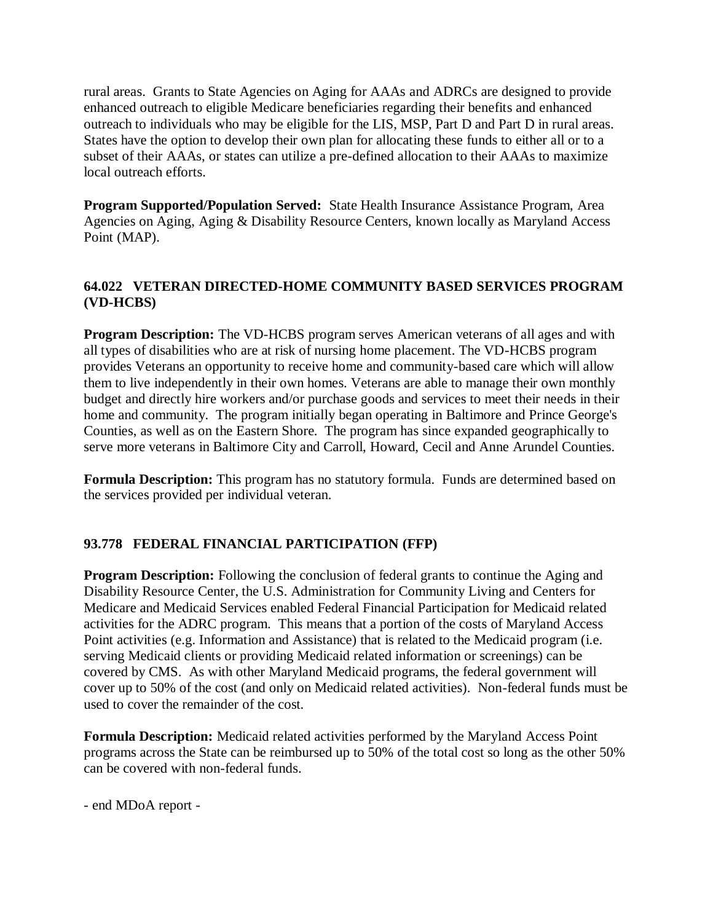rural areas. Grants to State Agencies on Aging for AAAs and ADRCs are designed to provide enhanced outreach to eligible Medicare beneficiaries regarding their benefits and enhanced outreach to individuals who may be eligible for the LIS, MSP, Part D and Part D in rural areas. States have the option to develop their own plan for allocating these funds to either all or to a subset of their AAAs, or states can utilize a pre-defined allocation to their AAAs to maximize local outreach efforts.

**Program Supported/Population Served:** State Health Insurance Assistance Program, Area Agencies on Aging, Aging & Disability Resource Centers, known locally as Maryland Access Point (MAP).

### 64.022 VETERAN DIRECTED-HOME COMMUNITY BASED SERVICES PROGRAM (VD-HCBS)

**Program Description:** The VD-HCBS program serves American veterans of all ages and with all types of disabilities who are at risk of nursing home placement. The VD-HCBS program provides Veterans an opportunity to receive home and community-based care which will allow them to live independently in their own homes. Veterans are able to manage their own monthly budget and directly hire workers and/or purchase goods and services to meet their needs in their home and community. The program initially began operating in Baltimore and Prince George's Counties, as well as on the Eastern Shore. The program has since expanded geographically to serve more veterans in Baltimore City and Carroll, Howard, Cecil and Anne Arundel Counties.

**Formula Description:** This program has no statutory formula. Funds are determined based on the services provided per individual veteran.

### 93.778 FEDERAL FINANCIAL PARTICIPATION (FFP)

**Program Description:** Following the conclusion of federal grants to continue the Aging and Disability Resource Center, the U.S. Administration for Community Living and Centers for Medicare and Medicaid Services enabled Federal Financial Participation for Medicaid related activities for the ADRC program. This means that a portion of the costs of Maryland Access Point activities (e.g. Information and Assistance) that is related to the Medicaid program (i.e. serving Medicaid clients or providing Medicaid related information or screenings) can be covered by CMS. As with other Maryland Medicaid programs, the federal government will cover up to 50% of the cost (and only on Medicaid related activities). Non-federal funds must be used to cover the remainder of the cost.

**Formula Description:** Medicaid related activities performed by the Maryland Access Point programs across the State can be reimbursed up to 50% of the total cost so long as the other 50% can be covered with non-federal funds.

- end MDoA report -